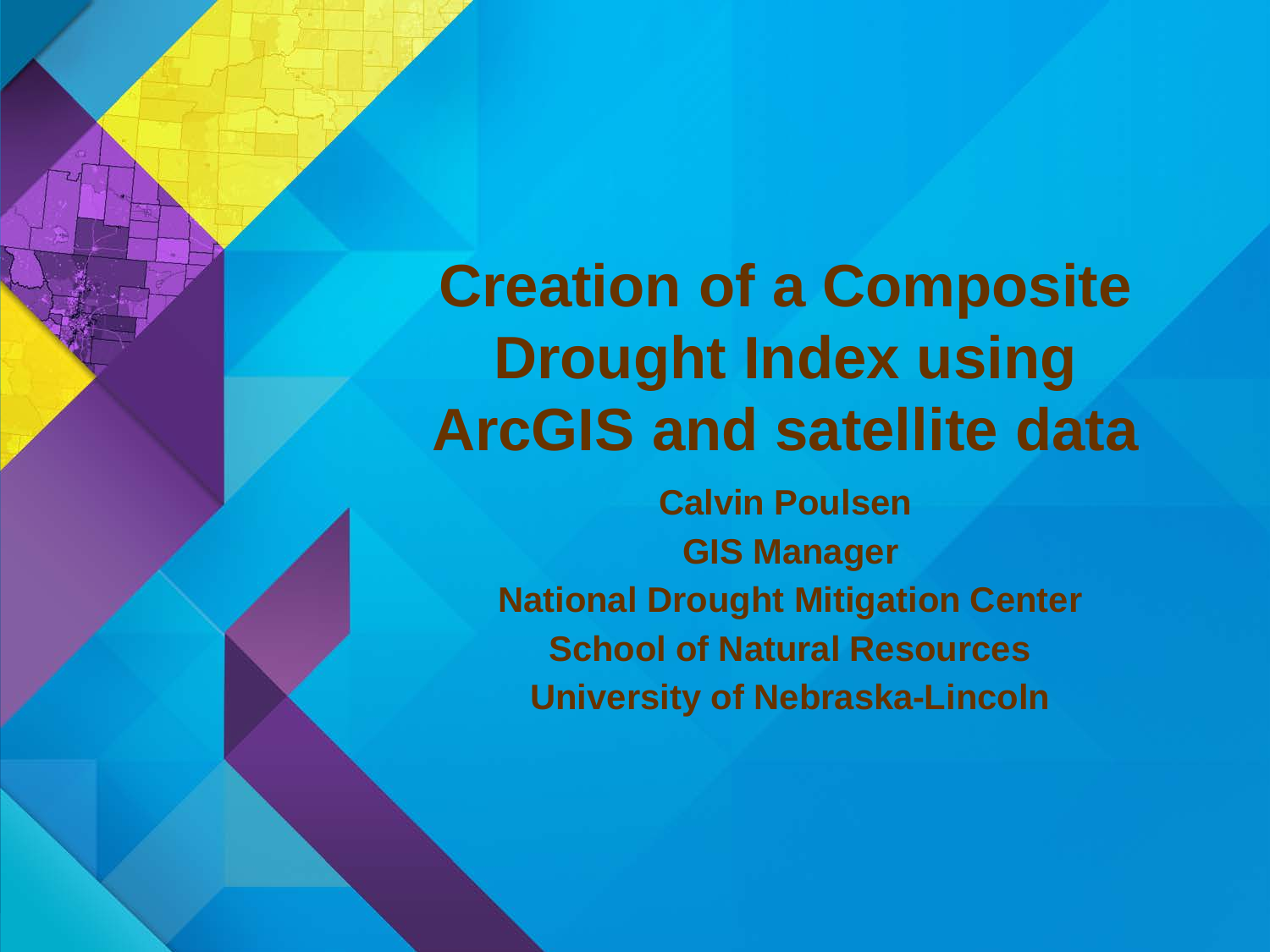# Creation of a Composite Drought Index using ArcGIS and satellite data

**Calvin Poulsen**

**GIS Manager**

**National Drought Mitigation Center**

**School of Natural Resources**

**University of Nebraska-Lincoln**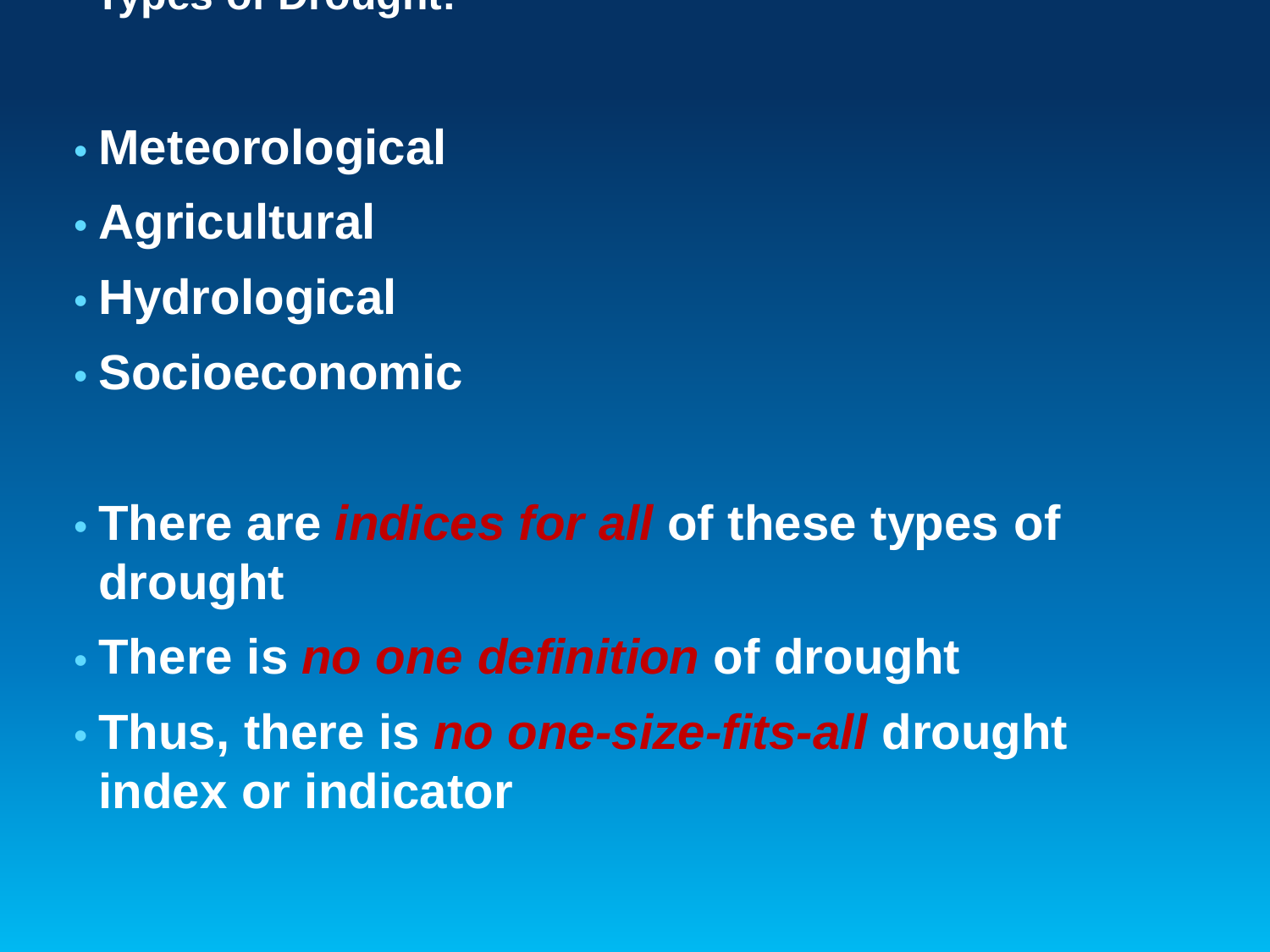## Types of Drought:

- **Meteorological**
- **Agricultural**
- **Hydrological**
- **Socioeconomic**

- **There are *indices for all* of these types of drought**
- **There is *no one definition* of drought**
- **Thus, there is *no one-size-fits-all* drought index or indicator**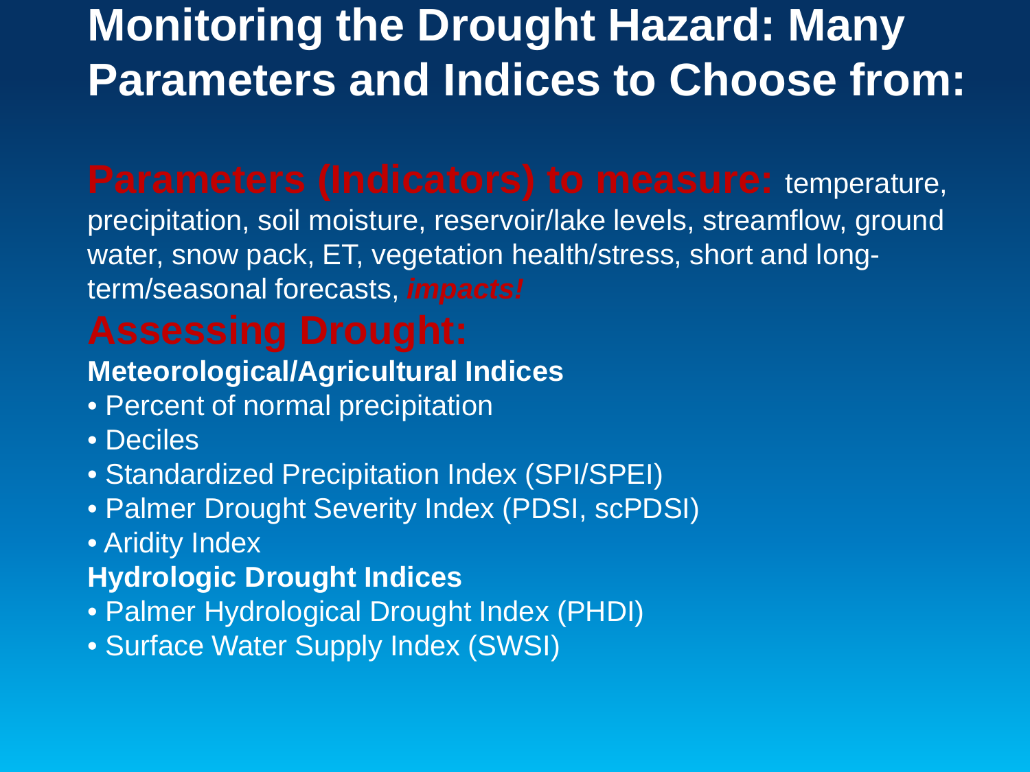# Monitoring the Drought Hazard: Many Parameters and Indices to Choose from:

**Parameters (Indicators) to measure:** temperature, precipitation, soil moisture, reservoir/lake levels, streamflow, ground water, snow pack, ET, vegetation health/stress, short and long-term/seasonal forecasts, ***impacts!***

## Assessing Drought:

**Meteorological/Agricultural Indices**

- Percent of normal precipitation
- Deciles
- Standardized Precipitation Index (SPI/SPEI)
- Palmer Drought Severity Index (PDSI, scPDSI)
- Aridity Index

**Hydrologic Drought Indices**

- Palmer Hydrological Drought Index (PHDI)
- Surface Water Supply Index (SWSI)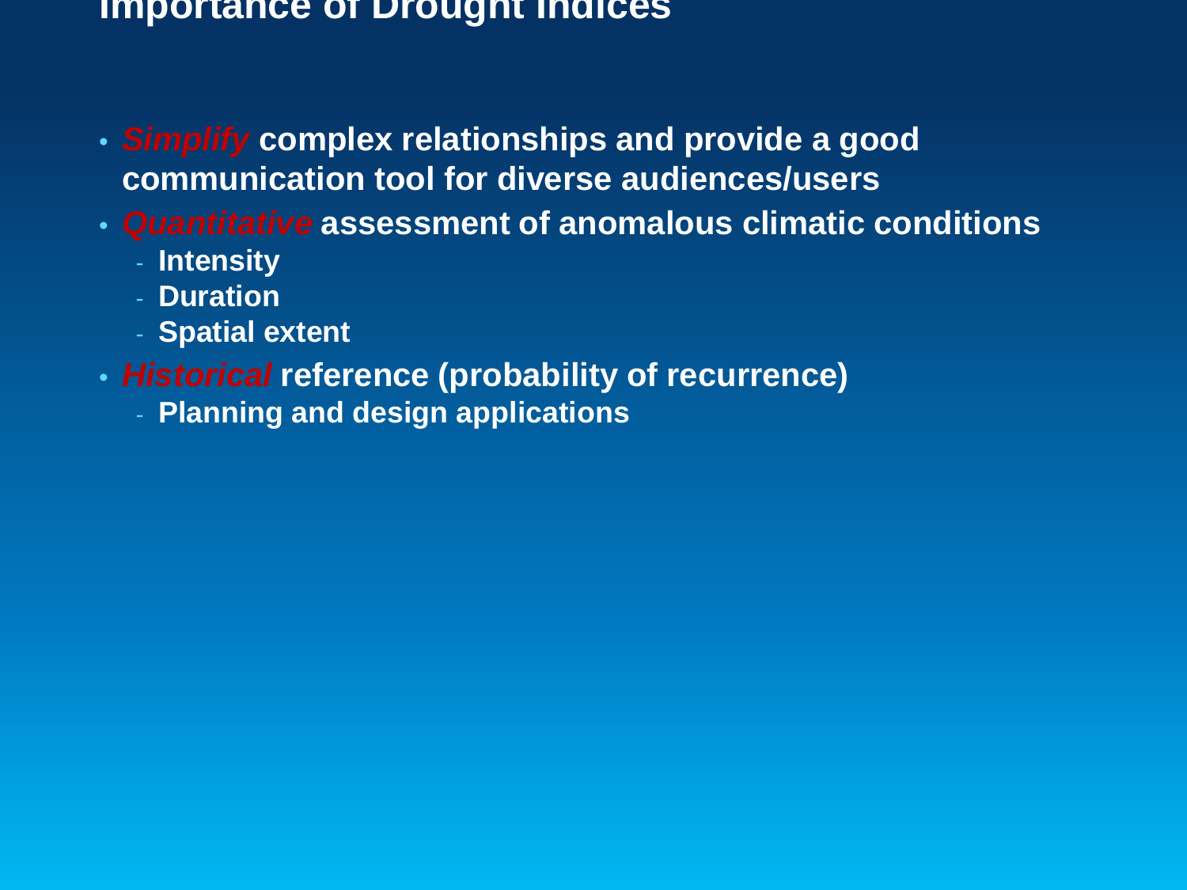# Importance of Drought Indices

- ***Simplify*** **complex relationships and provide a good communication tool for diverse audiences/users**
- ***Quantitative*** **assessment of anomalous climatic conditions**
  - **Intensity**
  - **Duration**
  - **Spatial extent**
- ***Historical*** **reference (probability of recurrence)**
  - **Planning and design applications**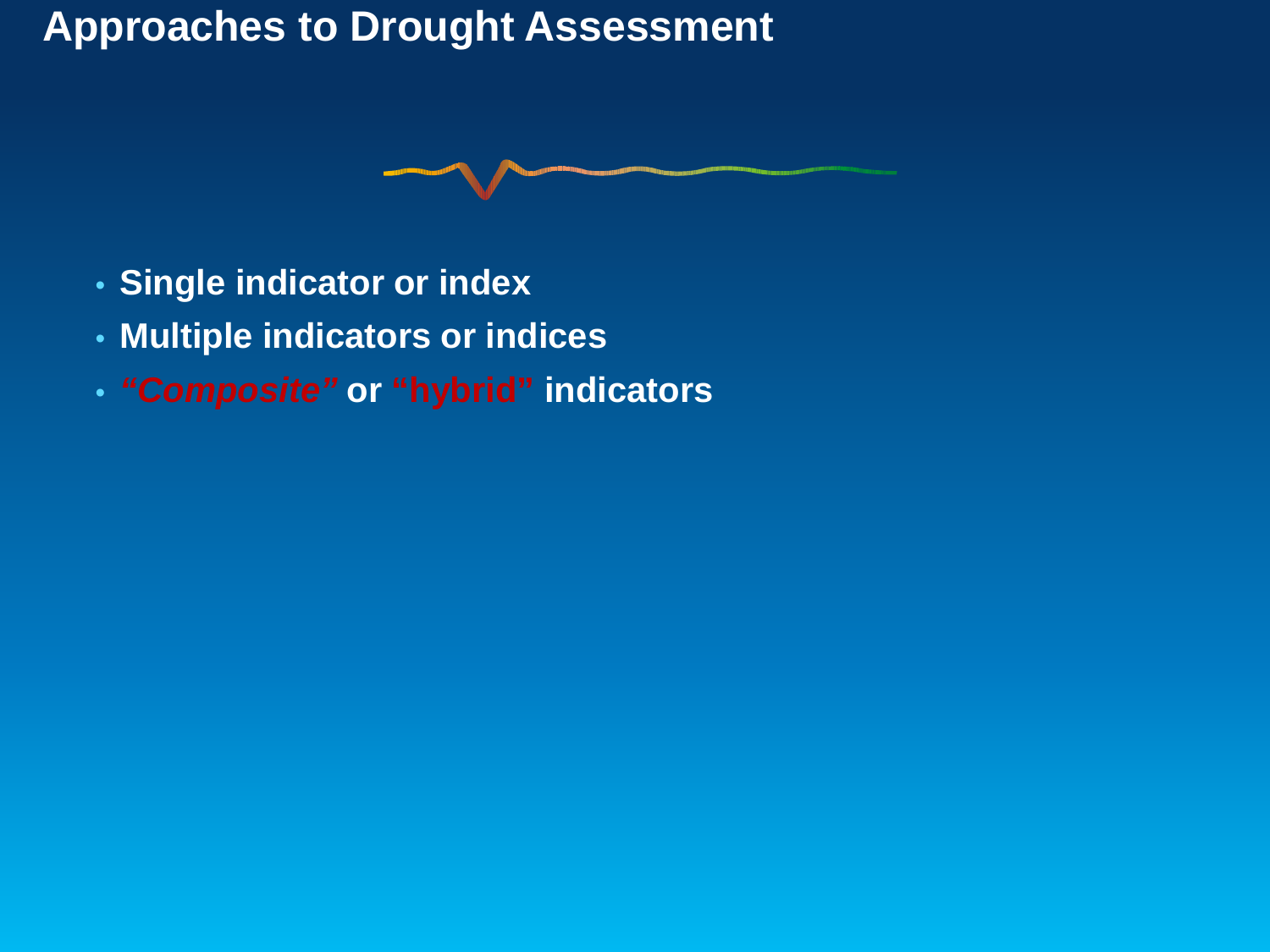# Approaches to Drought Assessment

- **Single indicator or index**
- **Multiple indicators or indices**
- ***"Composite"*** **or "hybrid" indicators**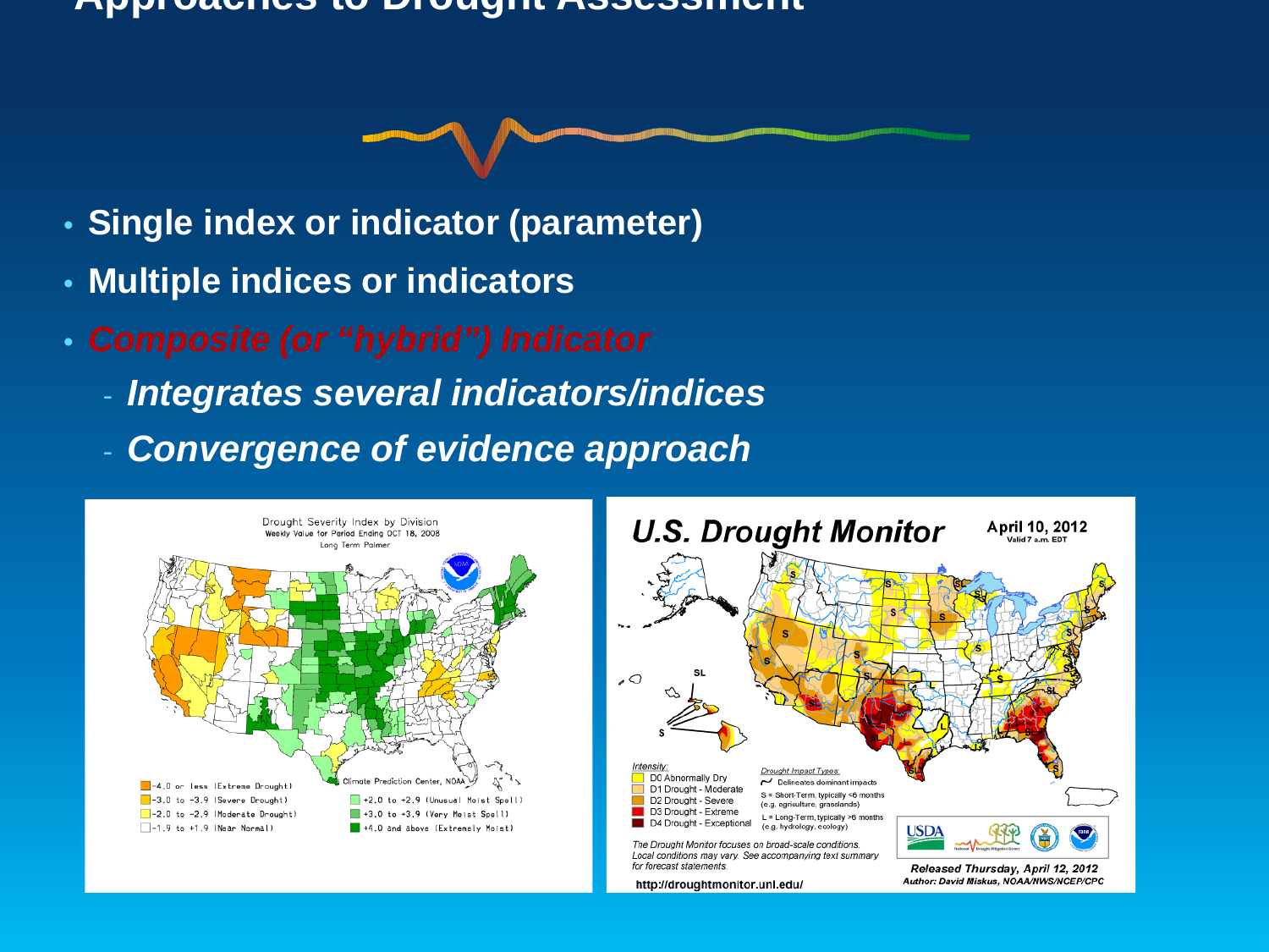# Approaches to Drought Assessment

- **Single index or indicator (parameter)**
- **Multiple indices or indicators**
- ***Composite (or "hybrid") Indicator***
  - ***Integrates several indicators/indices***
  - ***Convergence of evidence approach***

Drought Severity Index by Division
Weekly Value for Period Ending OCT 18, 2008
Long Term Palmer

Climate Prediction Center, NOAA

-4.0 or less (Extreme Drought)
-3.0 to -3.9 (Severe Drought)
-2.0 to -2.9 (Moderate Drought)
-1.9 to +1.9 (Near Normal)
+2.0 to +2.9 (Unusual Moist Spell)
+3.0 to +3.9 (Very Moist Spell)
+4.0 and above (Extremely Moist)

U.S. Drought Monitor
April 10, 2012
Valid 7 a.m. EDT

Intensity:
D0 Abnormally Dry
D1 Drought - Moderate
D2 Drought - Severe
D3 Drought - Extreme
D4 Drought - Exceptional

Drought Impact Types:
Delineates dominant impacts
S = Short-Term, typically <6 months (e.g. agriculture, grasslands)
L = Long-Term, typically >6 months (e.g. hydrology, ecology)

The Drought Monitor focuses on broad-scale conditions. Local conditions may vary. See accompanying text summary for forecast statements.

http://droughtmonitor.unl.edu/

USDA

Released Thursday, April 12, 2012
Author: David Miskus, NOAA/NWS/NCEP/CPC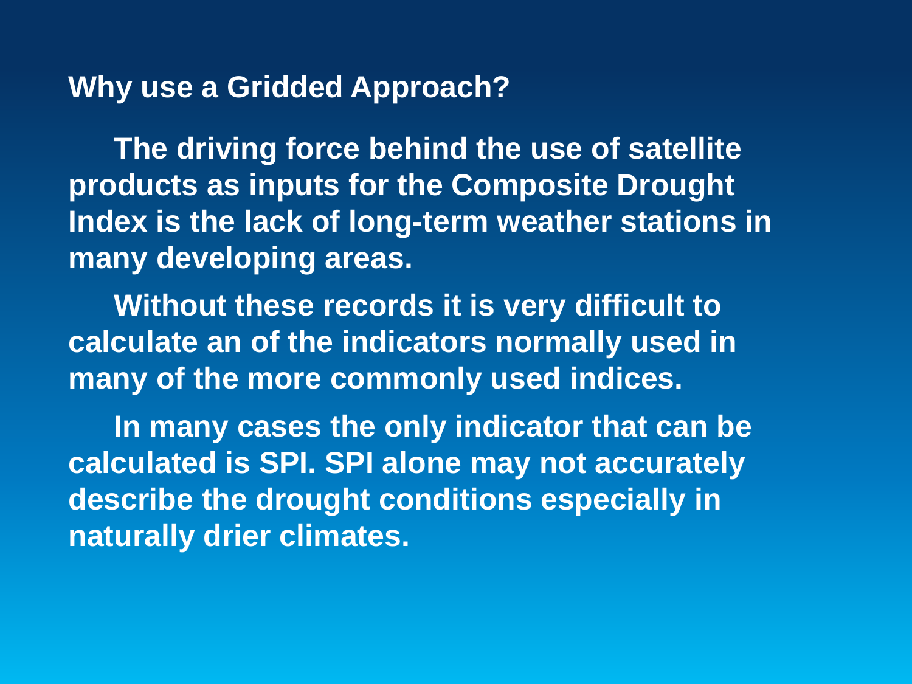## Why use a Gridded Approach?

The driving force behind the use of satellite products as inputs for the Composite Drought Index is the lack of long-term weather stations in many developing areas.

Without these records it is very difficult to calculate an of the indicators normally used in many of the more commonly used indices.

In many cases the only indicator that can be calculated is SPI. SPI alone may not accurately describe the drought conditions especially in naturally drier climates.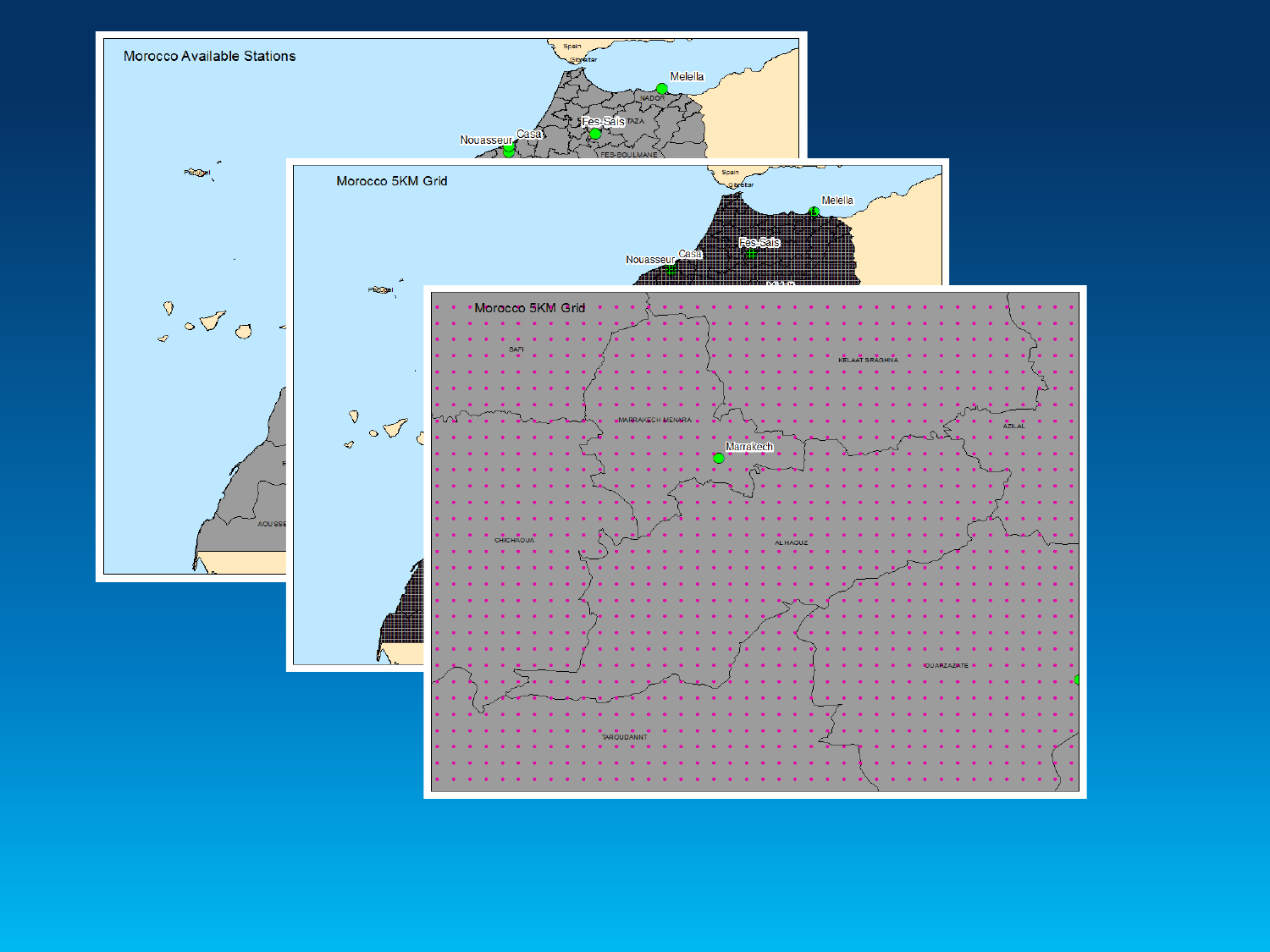Morocco Available Stations

Morocco 5KM Grid

Morocco 5KM Grid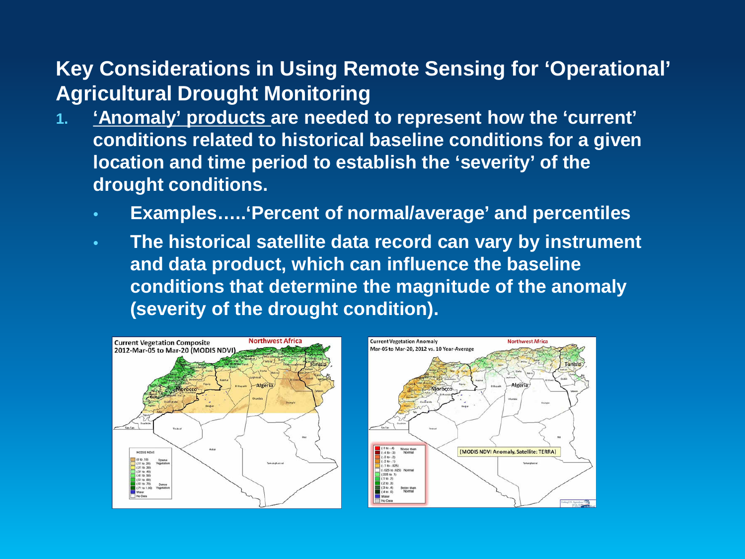## Key Considerations in Using Remote Sensing for 'Operational' Agricultural Drought Monitoring

1. **'Anomaly' products are needed to represent how the 'current' conditions related to historical baseline conditions for a given location and time period to establish the 'severity' of the drought conditions.**
   - **Examples…..'Percent of normal/average' and percentiles**
   - **The historical satellite data record can vary by instrument and data product, which can influence the baseline conditions that determine the magnitude of the anomaly (severity of the drought condition).**

Current Vegetation Composite
2012-Mar-05 to Mar-20 (MODIS NDVI)
Northwest Africa

MODIS NDVI
(0 to .10) Sparse Vegetation
(.11 to .20)
(.21 to .30)
(.31 to .40)
(.41 to .50)
(.51 to .60)
(.61 to .70) Dense Vegetation
(.71 to 1.00)
Water
No Data

Current Vegetation Anomaly
Mar-05 to Mar-20, 2012 vs. 10 Year-Average
Northwest Africa

(MODIS NDVI Anomaly, Satellite: TERRA)

(-1 to -.4) Worse than Normal
(-.4 to -.3)
(-.3 to -.2)
(-.2 to -.1)
(-.1 to -.025)
(-.025 to .025) Normal
(.025 to .1)
(.1 to .2)
(.2 to .3)
(.3 to .4) Better than Normal
(.4 to .6)
Water
No Data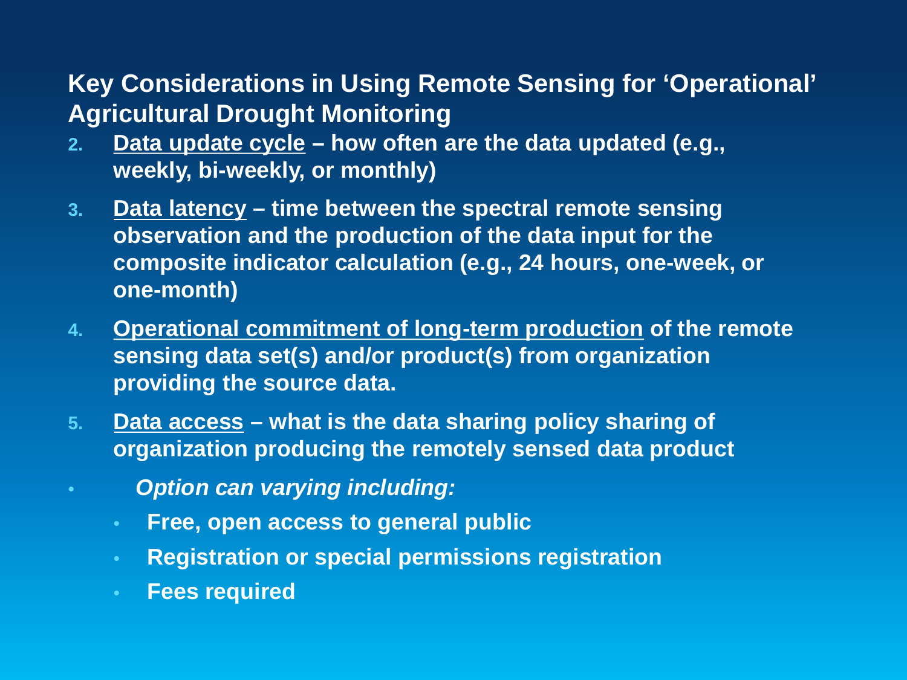## Key Considerations in Using Remote Sensing for 'Operational' Agricultural Drought Monitoring

2. **Data update cycle** – how often are the data updated (e.g., weekly, bi-weekly, or monthly)
3. **Data latency** – time between the spectral remote sensing observation and the production of the data input for the composite indicator calculation (e.g., 24 hours, one-week, or one-month)
4. **Operational commitment of long-term production** of the remote sensing data set(s) and/or product(s) from organization providing the source data.
5. **Data access** – what is the data sharing policy sharing of organization producing the remotely sensed data product

- *Option can varying including:*
  - Free, open access to general public
  - Registration or special permissions registration
  - Fees required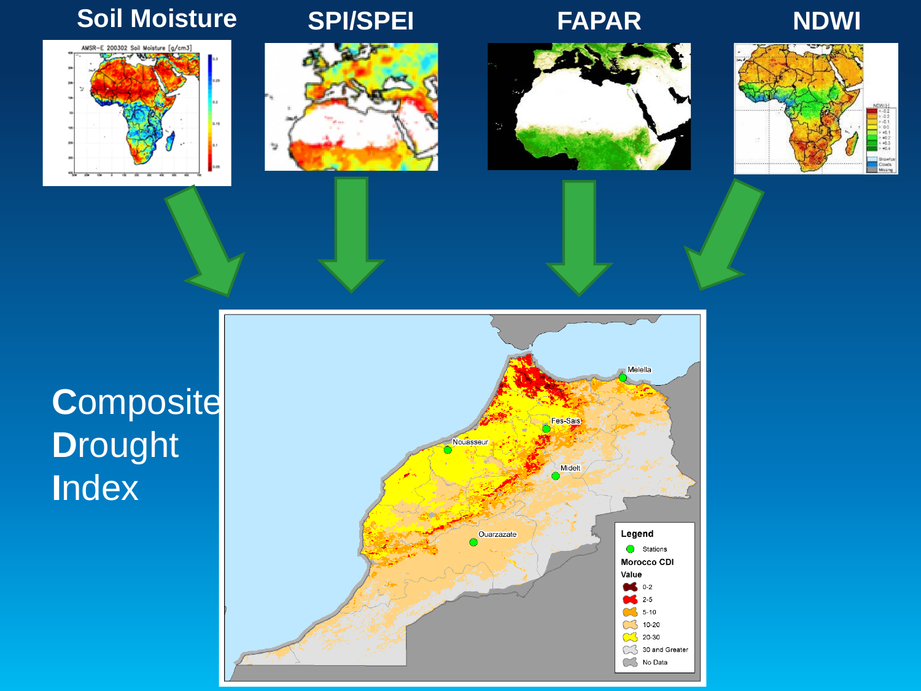Soil Moisture

SPI/SPEI

FAPAR

NDWI

Composite Drought Index

AMSR-E 200302 Soil Moisture [g/cm3]

NDWI [-]

< -0.2
> -0.2
> -0.1
> 0.0
> +0.1
> +0.2
> +0.3
> +0.4
Snow/Ice
Clouds
Missing

Melella

Fes-Sais

Nouasseur

Midelt

Ouarzazate

Legend

Stations

Morocco CDI Value

0-2

2-5

5-10

10-20

20-30

30 and Greater

No Data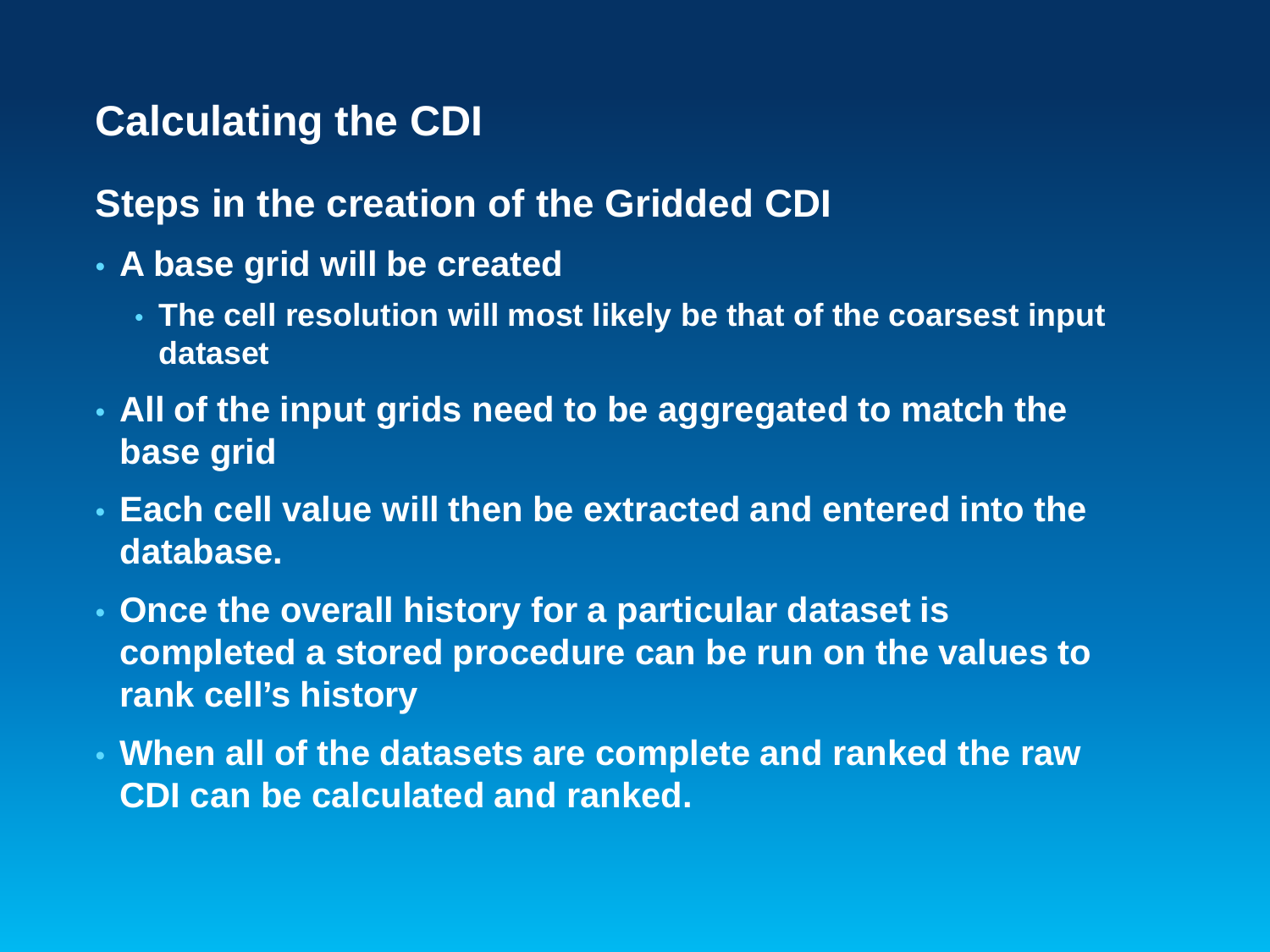# Calculating the CDI

## Steps in the creation of the Gridded CDI

- A base grid will be created
  - The cell resolution will most likely be that of the coarsest input dataset
- All of the input grids need to be aggregated to match the base grid
- Each cell value will then be extracted and entered into the database.
- Once the overall history for a particular dataset is completed a stored procedure can be run on the values to rank cell's history
- When all of the datasets are complete and ranked the raw CDI can be calculated and ranked.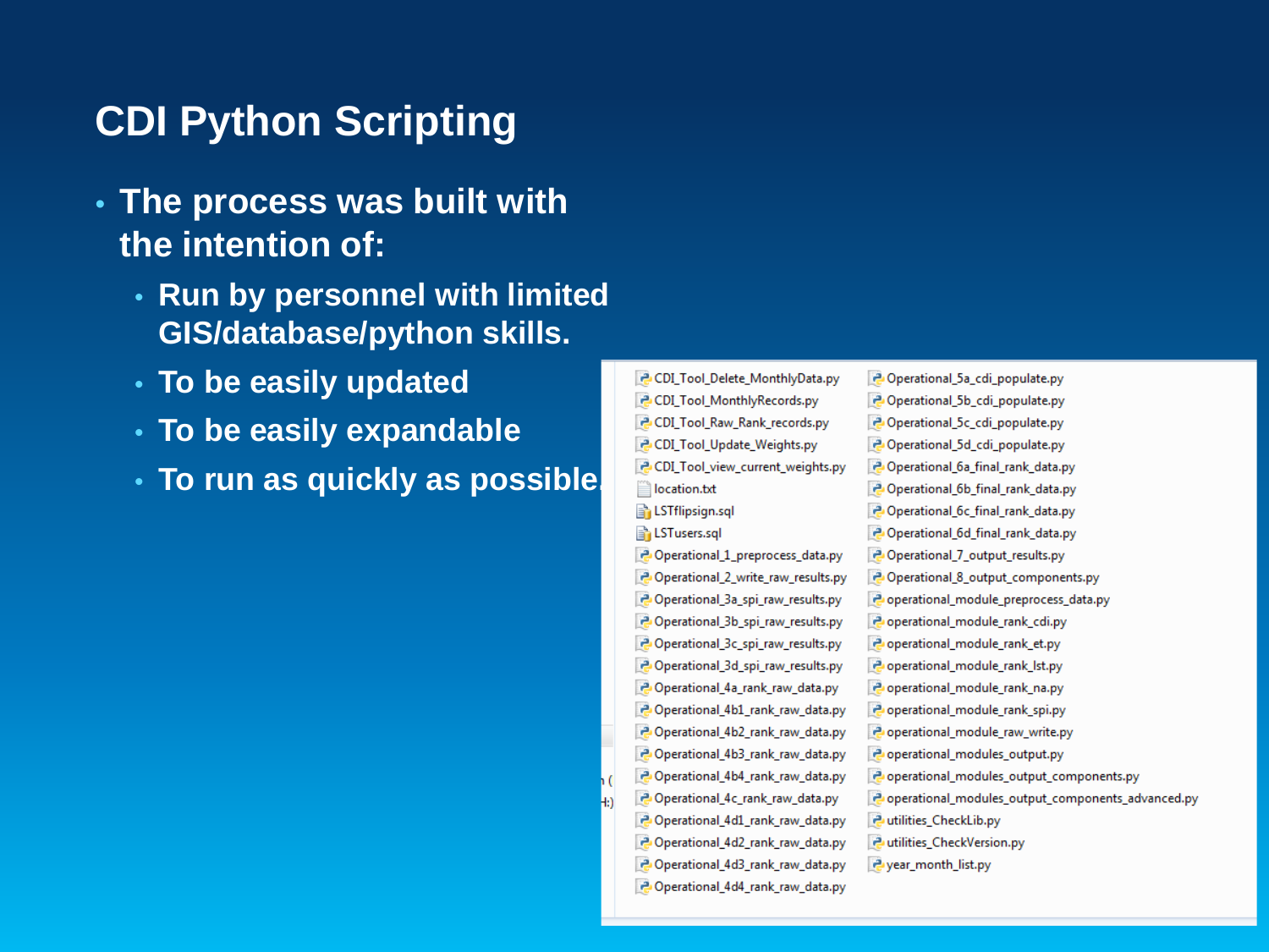# CDI Python Scripting

- The process was built with the intention of:
  - Run by personnel with limited GIS/database/python skills.
  - To be easily updated
  - To be easily expandable
  - To run as quickly as possible.

CDI_Tool_Delete_MonthlyData.py
CDI_Tool_MonthlyRecords.py
CDI_Tool_Raw_Rank_records.py
CDI_Tool_Update_Weights.py
CDI_Tool_view_current_weights.py
location.txt
LSTflipsign.sql
LSTusers.sql
Operational_1_preprocess_data.py
Operational_2_write_raw_results.py
Operational_3a_spi_raw_results.py
Operational_3b_spi_raw_results.py
Operational_3c_spi_raw_results.py
Operational_3d_spi_raw_results.py
Operational_4a_rank_raw_data.py
Operational_4b1_rank_raw_data.py
Operational_4b2_rank_raw_data.py
Operational_4b3_rank_raw_data.py
Operational_4b4_rank_raw_data.py
Operational_4c_rank_raw_data.py
Operational_4d1_rank_raw_data.py
Operational_4d2_rank_raw_data.py
Operational_4d3_rank_raw_data.py
Operational_4d4_rank_raw_data.py
Operational_5a_cdi_populate.py
Operational_5b_cdi_populate.py
Operational_5c_cdi_populate.py
Operational_5d_cdi_populate.py
Operational_6a_final_rank_data.py
Operational_6b_final_rank_data.py
Operational_6c_final_rank_data.py
Operational_6d_final_rank_data.py
Operational_7_output_results.py
Operational_8_output_components.py
operational_module_preprocess_data.py
operational_module_rank_cdi.py
operational_module_rank_et.py
operational_module_rank_lst.py
operational_module_rank_na.py
operational_module_rank_spi.py
operational_module_raw_write.py
operational_modules_output.py
operational_modules_output_components.py
operational_modules_output_components_advanced.py
utilities_CheckLib.py
utilities_CheckVersion.py
year_month_list.py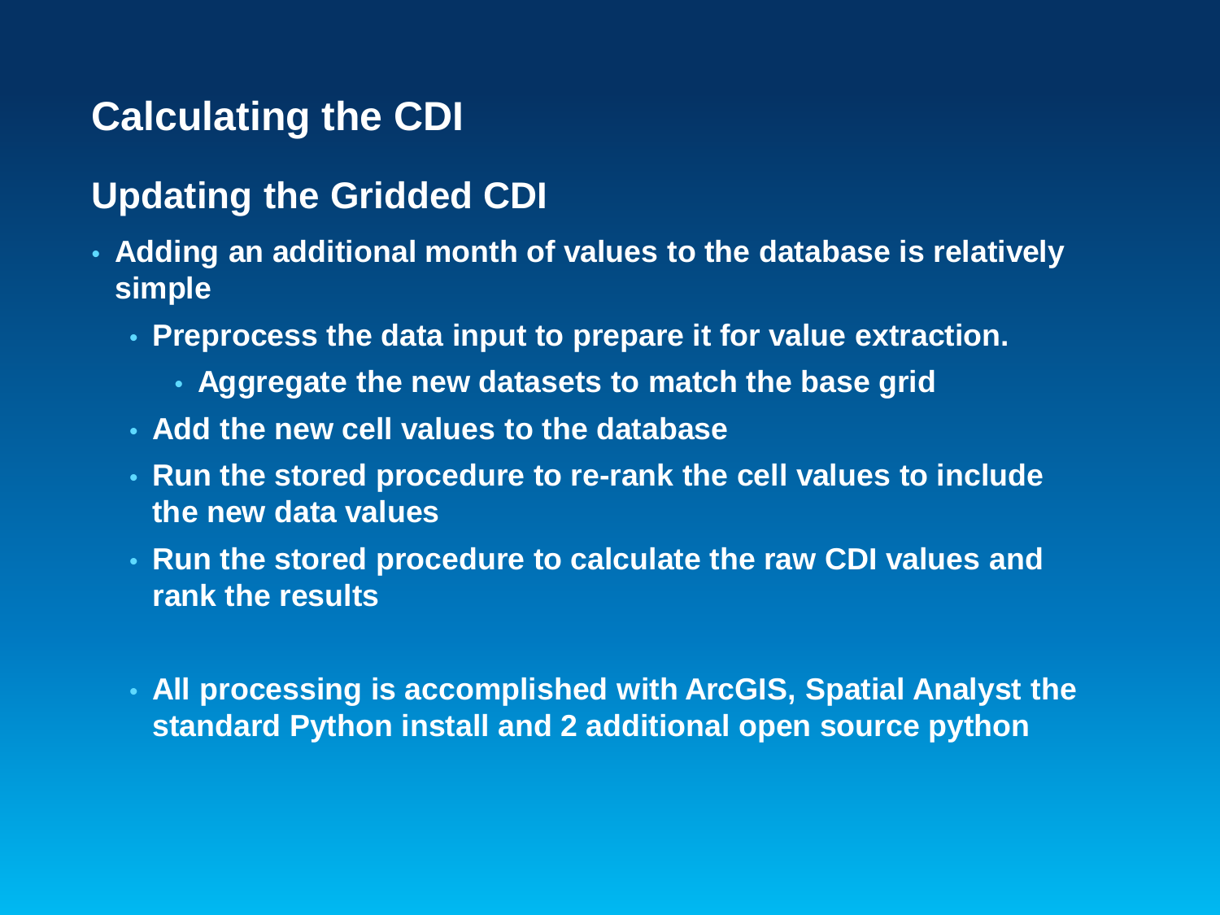# Calculating the CDI

## Updating the Gridded CDI

- **Adding an additional month of values to the database is relatively simple**
  - **Preprocess the data input to prepare it for value extraction.**
    - **Aggregate the new datasets to match the base grid**
  - **Add the new cell values to the database**
  - **Run the stored procedure to re-rank the cell values to include the new data values**
  - **Run the stored procedure to calculate the raw CDI values and rank the results**

  - **All processing is accomplished with ArcGIS, Spatial Analyst the standard Python install and 2 additional open source python**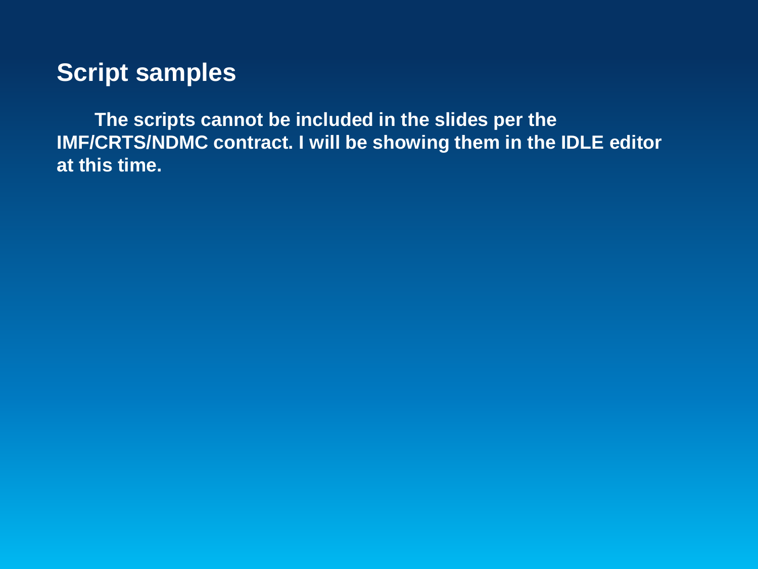# Script samples

**The scripts cannot be included in the slides per the IMF/CRTS/NDMC contract. I will be showing them in the IDLE editor at this time.**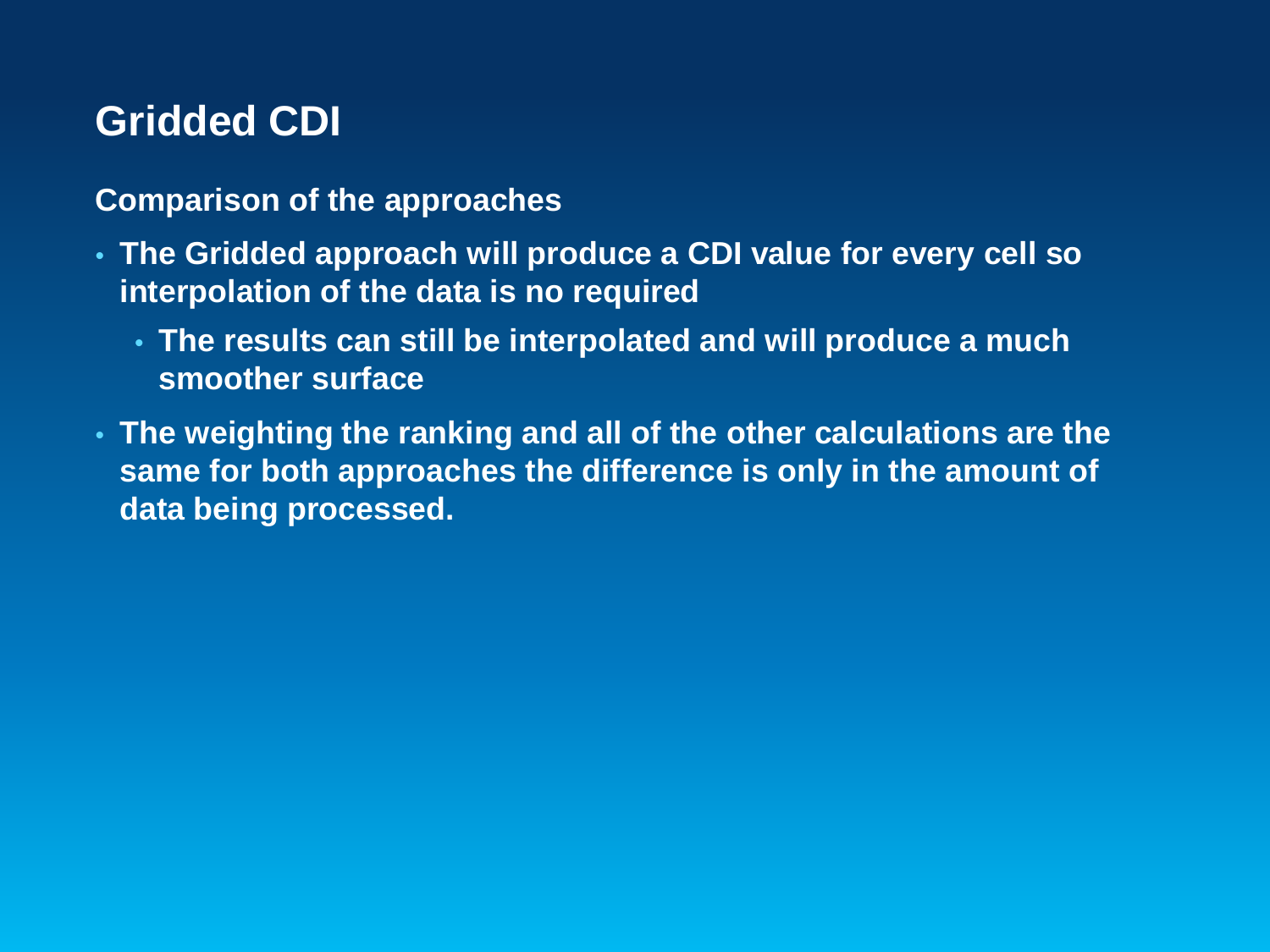# Gridded CDI

**Comparison of the approaches**

- **The Gridded approach will produce a CDI value for every cell so interpolation of the data is no required**
  - **The results can still be interpolated and will produce a much smoother surface**
- **The weighting the ranking and all of the other calculations are the same for both approaches the difference is only in the amount of data being processed.**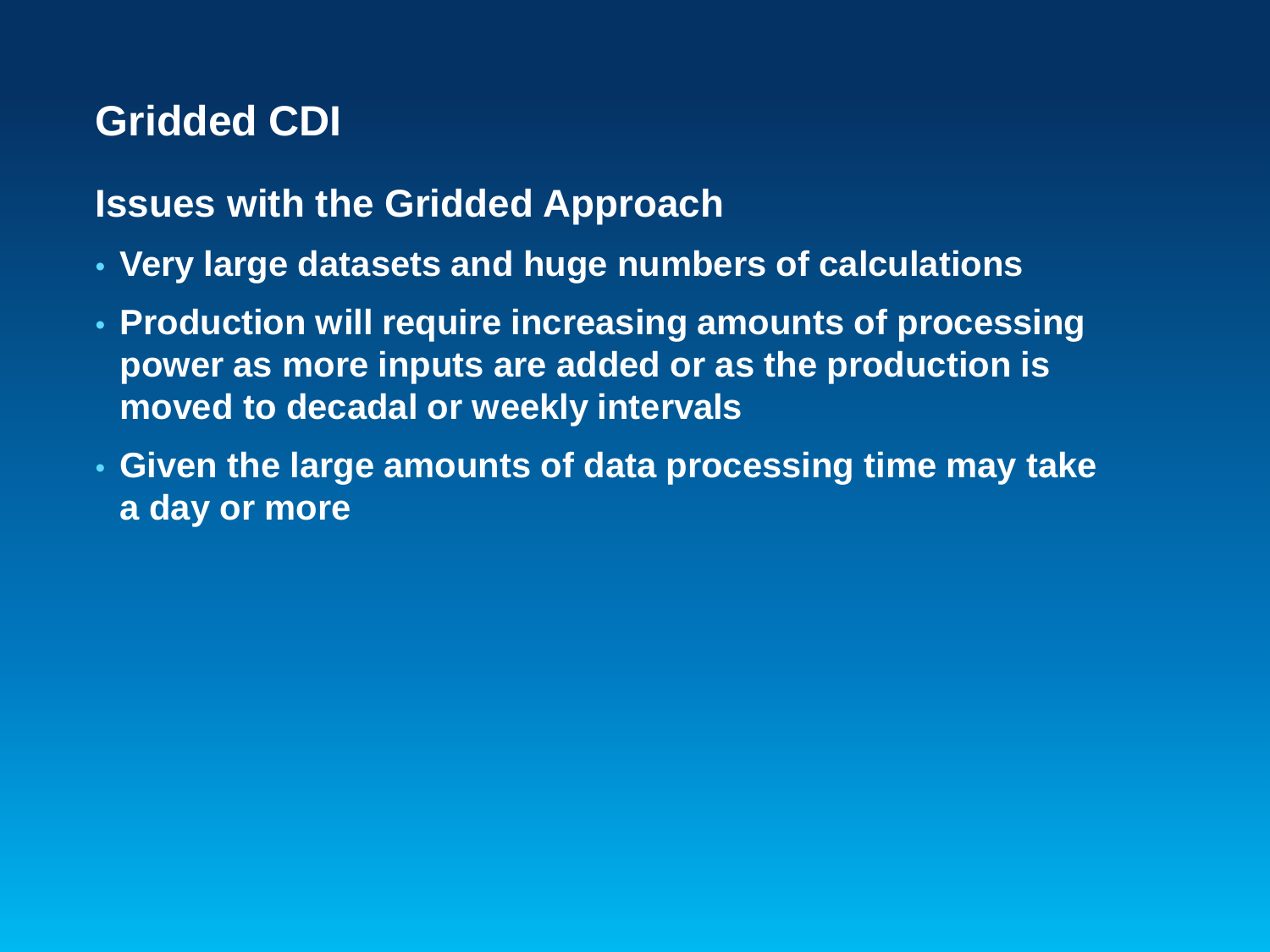# Gridded CDI

## Issues with the Gridded Approach

- **Very large datasets and huge numbers of calculations**
- **Production will require increasing amounts of processing power as more inputs are added or as the production is moved to decadal or weekly intervals**
- **Given the large amounts of data processing time may take a day or more**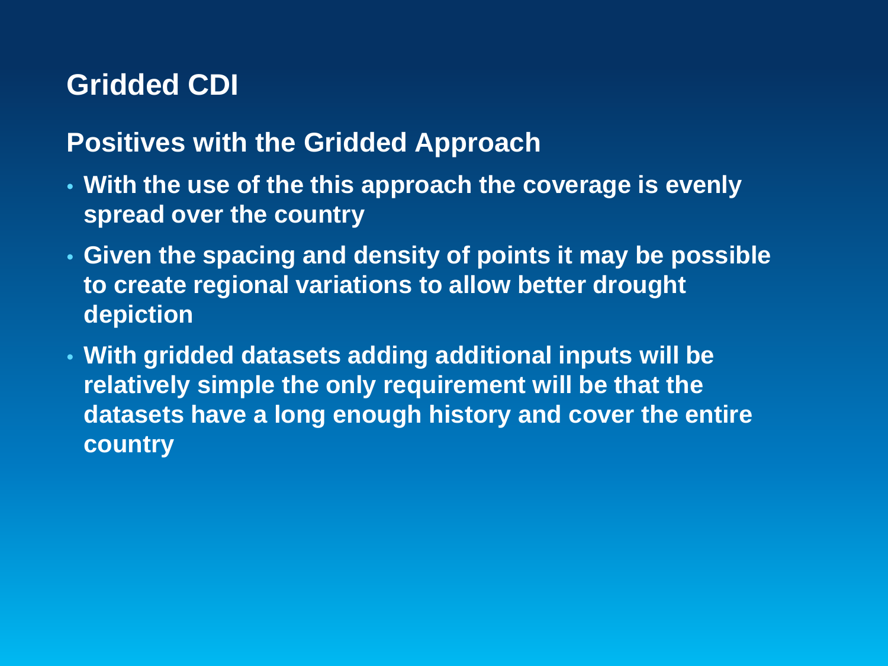# Gridded CDI

## Positives with the Gridded Approach

- With the use of the this approach the coverage is evenly spread over the country
- Given the spacing and density of points it may be possible to create regional variations to allow better drought depiction
- With gridded datasets adding additional inputs will be relatively simple the only requirement will be that the datasets have a long enough history and cover the entire country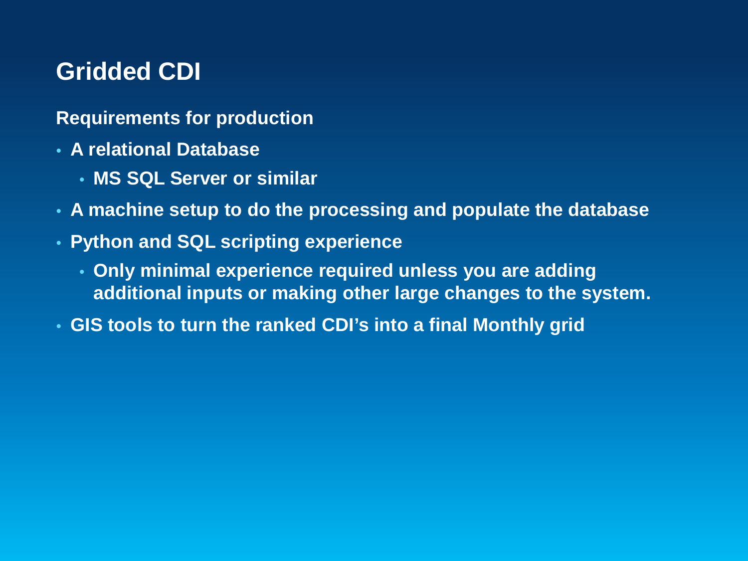# Gridded CDI

**Requirements for production**

- **A relational Database**
  - **MS SQL Server or similar**
- **A machine setup to do the processing and populate the database**
- **Python and SQL scripting experience**
  - **Only minimal experience required unless you are adding additional inputs or making other large changes to the system.**
- **GIS tools to turn the ranked CDI's into a final Monthly grid**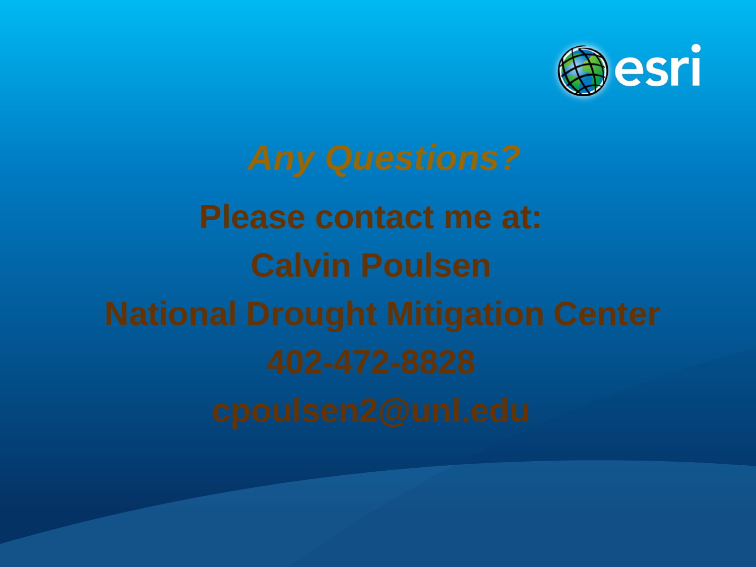*Any Questions?*

**Please contact me at:**

**Calvin Poulsen**

**National Drought Mitigation Center**

**402-472-8828**

**cpoulsen2@unl.edu**